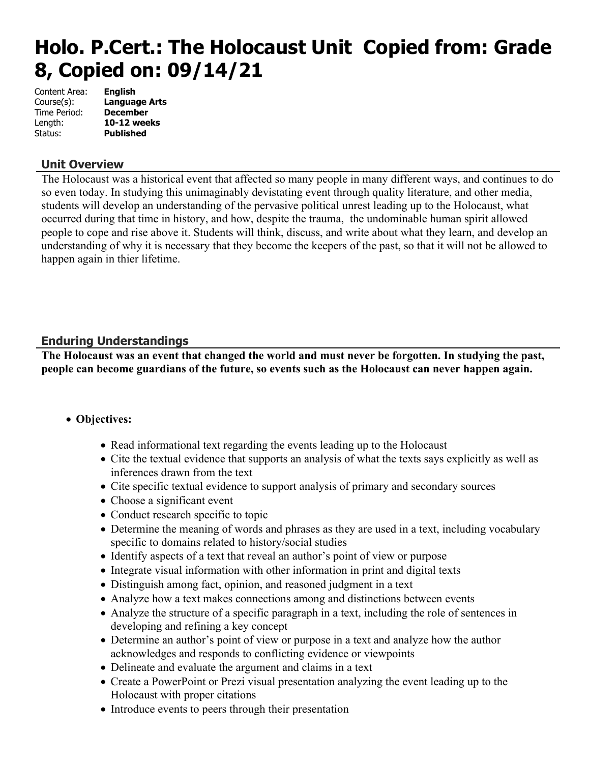# Holo. P.Cert.: The Holocaust Unit Copied from: Grade 8, Copied on: 09/14/21

| | |
|---|---|
| Content Area: | **English** |
| Course(s): | **Language Arts** |
| Time Period: | **December** |
| Length: | **10-12 weeks** |
| Status: | **Published** |

## Unit Overview

The Holocaust was a historical event that affected so many people in many different ways, and continues to do so even today. In studying this unimaginably devistating event through quality literature, and other media, students will develop an understanding of the pervasive political unrest leading up to the Holocaust, what occurred during that time in history, and how, despite the trauma, the undominable human spirit allowed people to cope and rise above it. Students will think, discuss, and write about what they learn, and develop an understanding of why it is necessary that they become the keepers of the past, so that it will not be allowed to happen again in thier lifetime.

## Enduring Understandings

**The Holocaust was an event that changed the world and must never be forgotten. In studying the past, people can become guardians of the future, so events such as the Holocaust can never happen again.**

- **Objectives:**
  - Read informational text regarding the events leading up to the Holocaust
  - Cite the textual evidence that supports an analysis of what the texts says explicitly as well as inferences drawn from the text
  - Cite specific textual evidence to support analysis of primary and secondary sources
  - Choose a significant event
  - Conduct research specific to topic
  - Determine the meaning of words and phrases as they are used in a text, including vocabulary specific to domains related to history/social studies
  - Identify aspects of a text that reveal an author's point of view or purpose
  - Integrate visual information with other information in print and digital texts
  - Distinguish among fact, opinion, and reasoned judgment in a text
  - Analyze how a text makes connections among and distinctions between events
  - Analyze the structure of a specific paragraph in a text, including the role of sentences in developing and refining a key concept
  - Determine an author's point of view or purpose in a text and analyze how the author acknowledges and responds to conflicting evidence or viewpoints
  - Delineate and evaluate the argument and claims in a text
  - Create a PowerPoint or Prezi visual presentation analyzing the event leading up to the Holocaust with proper citations
  - Introduce events to peers through their presentation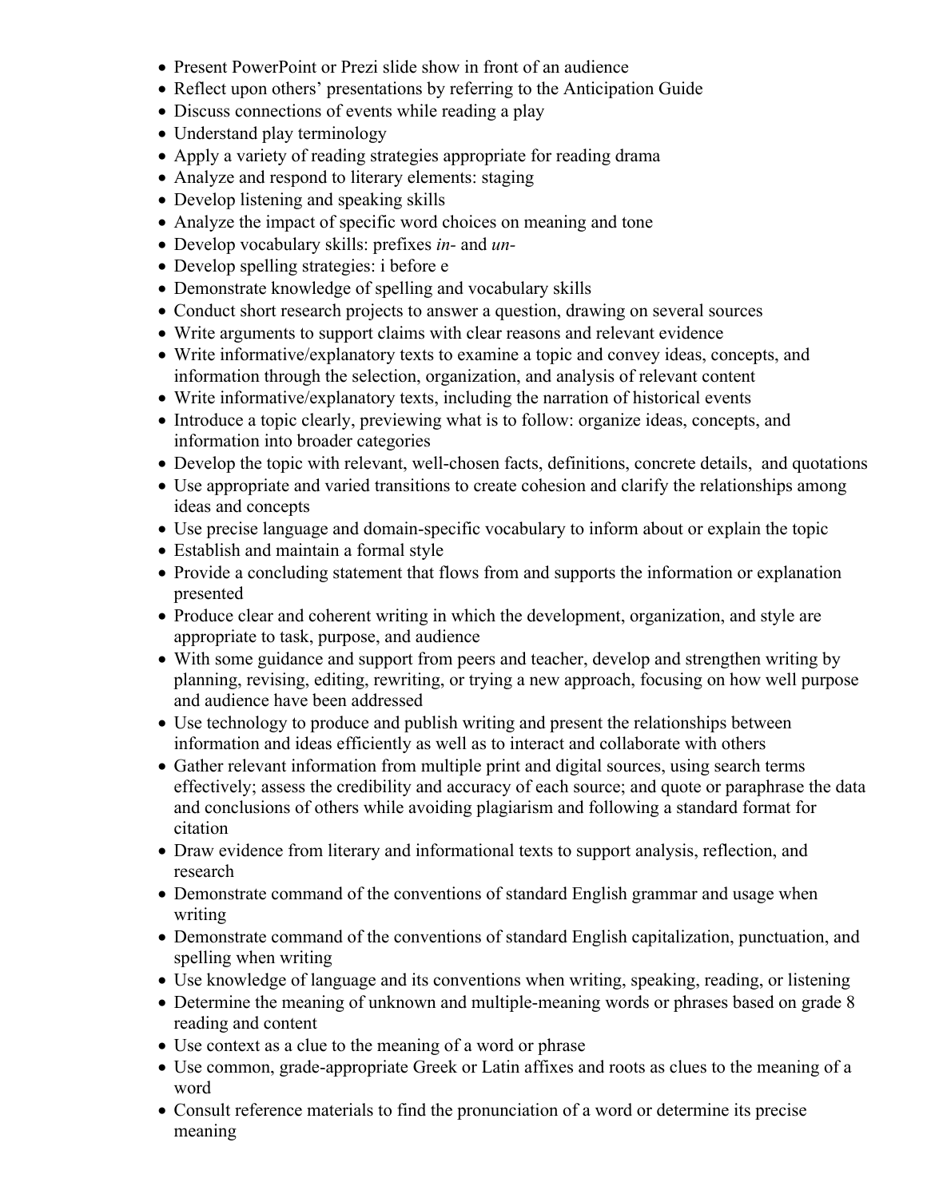- Present PowerPoint or Prezi slide show in front of an audience
- Reflect upon others' presentations by referring to the Anticipation Guide
- Discuss connections of events while reading a play
- Understand play terminology
- Apply a variety of reading strategies appropriate for reading drama
- Analyze and respond to literary elements: staging
- Develop listening and speaking skills
- Analyze the impact of specific word choices on meaning and tone
- Develop vocabulary skills: prefixes *in-* and *un-*
- Develop spelling strategies: i before e
- Demonstrate knowledge of spelling and vocabulary skills
- Conduct short research projects to answer a question, drawing on several sources
- Write arguments to support claims with clear reasons and relevant evidence
- Write informative/explanatory texts to examine a topic and convey ideas, concepts, and information through the selection, organization, and analysis of relevant content
- Write informative/explanatory texts, including the narration of historical events
- Introduce a topic clearly, previewing what is to follow: organize ideas, concepts, and information into broader categories
- Develop the topic with relevant, well-chosen facts, definitions, concrete details, and quotations
- Use appropriate and varied transitions to create cohesion and clarify the relationships among ideas and concepts
- Use precise language and domain-specific vocabulary to inform about or explain the topic
- Establish and maintain a formal style
- Provide a concluding statement that flows from and supports the information or explanation presented
- Produce clear and coherent writing in which the development, organization, and style are appropriate to task, purpose, and audience
- With some guidance and support from peers and teacher, develop and strengthen writing by planning, revising, editing, rewriting, or trying a new approach, focusing on how well purpose and audience have been addressed
- Use technology to produce and publish writing and present the relationships between information and ideas efficiently as well as to interact and collaborate with others
- Gather relevant information from multiple print and digital sources, using search terms effectively; assess the credibility and accuracy of each source; and quote or paraphrase the data and conclusions of others while avoiding plagiarism and following a standard format for citation
- Draw evidence from literary and informational texts to support analysis, reflection, and research
- Demonstrate command of the conventions of standard English grammar and usage when writing
- Demonstrate command of the conventions of standard English capitalization, punctuation, and spelling when writing
- Use knowledge of language and its conventions when writing, speaking, reading, or listening
- Determine the meaning of unknown and multiple-meaning words or phrases based on grade 8 reading and content
- Use context as a clue to the meaning of a word or phrase
- Use common, grade-appropriate Greek or Latin affixes and roots as clues to the meaning of a word
- Consult reference materials to find the pronunciation of a word or determine its precise meaning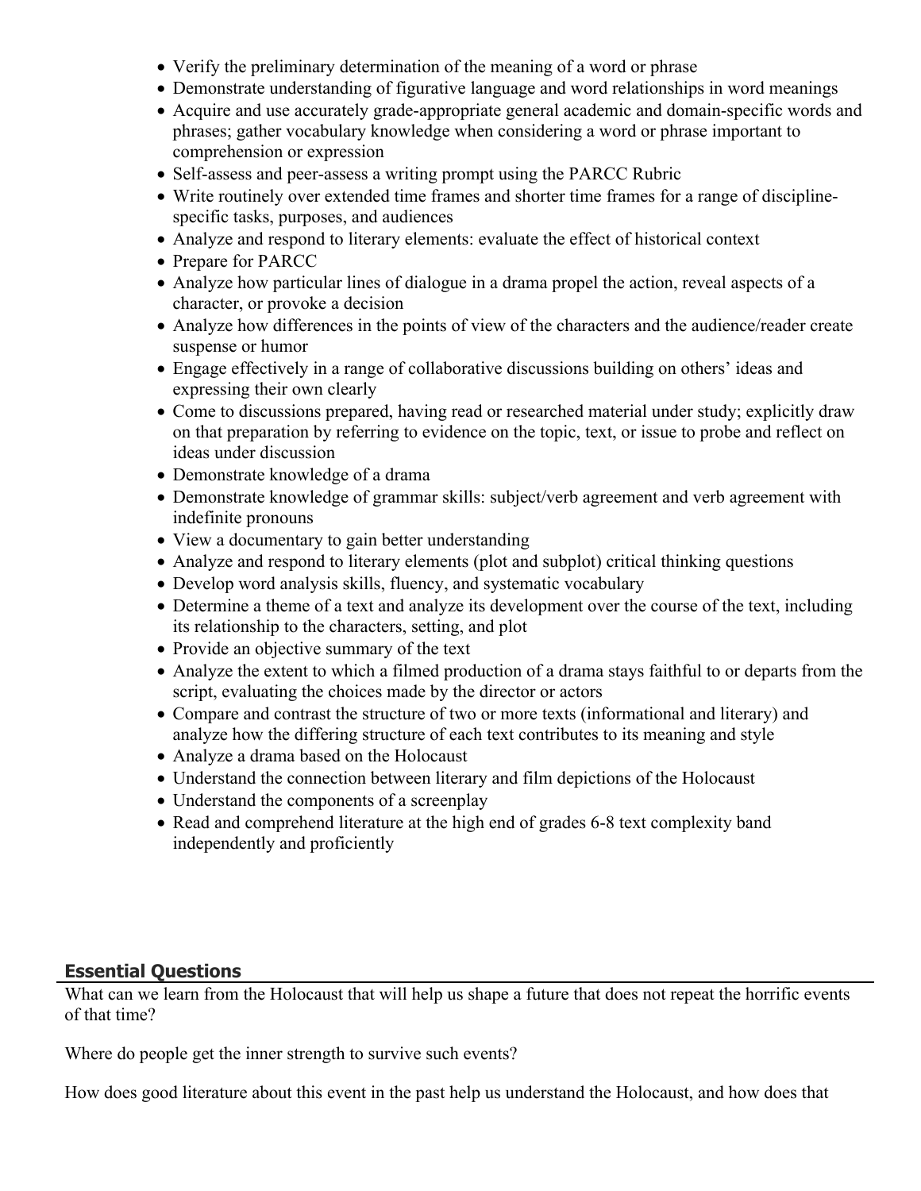- Verify the preliminary determination of the meaning of a word or phrase
- Demonstrate understanding of figurative language and word relationships in word meanings
- Acquire and use accurately grade-appropriate general academic and domain-specific words and phrases; gather vocabulary knowledge when considering a word or phrase important to comprehension or expression
- Self-assess and peer-assess a writing prompt using the PARCC Rubric
- Write routinely over extended time frames and shorter time frames for a range of discipline-specific tasks, purposes, and audiences
- Analyze and respond to literary elements: evaluate the effect of historical context
- Prepare for PARCC
- Analyze how particular lines of dialogue in a drama propel the action, reveal aspects of a character, or provoke a decision
- Analyze how differences in the points of view of the characters and the audience/reader create suspense or humor
- Engage effectively in a range of collaborative discussions building on others' ideas and expressing their own clearly
- Come to discussions prepared, having read or researched material under study; explicitly draw on that preparation by referring to evidence on the topic, text, or issue to probe and reflect on ideas under discussion
- Demonstrate knowledge of a drama
- Demonstrate knowledge of grammar skills: subject/verb agreement and verb agreement with indefinite pronouns
- View a documentary to gain better understanding
- Analyze and respond to literary elements (plot and subplot) critical thinking questions
- Develop word analysis skills, fluency, and systematic vocabulary
- Determine a theme of a text and analyze its development over the course of the text, including its relationship to the characters, setting, and plot
- Provide an objective summary of the text
- Analyze the extent to which a filmed production of a drama stays faithful to or departs from the script, evaluating the choices made by the director or actors
- Compare and contrast the structure of two or more texts (informational and literary) and analyze how the differing structure of each text contributes to its meaning and style
- Analyze a drama based on the Holocaust
- Understand the connection between literary and film depictions of the Holocaust
- Understand the components of a screenplay
- Read and comprehend literature at the high end of grades 6-8 text complexity band independently and proficiently

## Essential Questions

What can we learn from the Holocaust that will help us shape a future that does not repeat the horrific events of that time?

Where do people get the inner strength to survive such events?

How does good literature about this event in the past help us understand the Holocaust, and how does that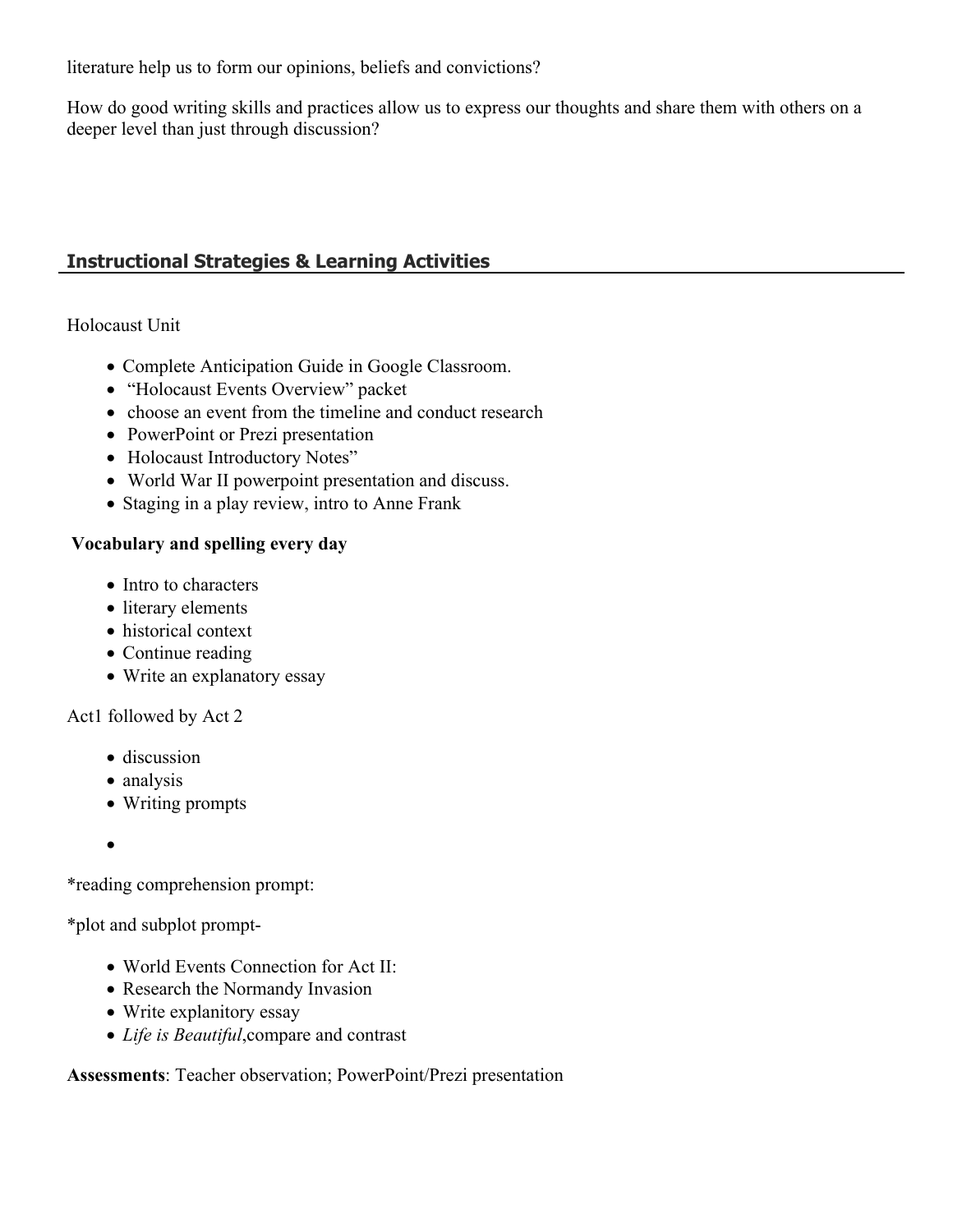literature help us to form our opinions, beliefs and convictions?

How do good writing skills and practices allow us to express our thoughts and share them with others on a deeper level than just through discussion?

## Instructional Strategies & Learning Activities

Holocaust Unit

- Complete Anticipation Guide in Google Classroom.
- "Holocaust Events Overview" packet
- choose an event from the timeline and conduct research
- PowerPoint or Prezi presentation
- Holocaust Introductory Notes"
- World War II powerpoint presentation and discuss.
- Staging in a play review, intro to Anne Frank

**Vocabulary and spelling every day**

- Intro to characters
- literary elements
- historical context
- Continue reading
- Write an explanatory essay

Act1 followed by Act 2

- discussion
- analysis
- Writing prompts
- 

*reading comprehension prompt:

*plot and subplot prompt-

- World Events Connection for Act II:
- Research the Normandy Invasion
- Write explanitory essay
- *Life is Beautiful*,compare and contrast

**Assessments**: Teacher observation; PowerPoint/Prezi presentation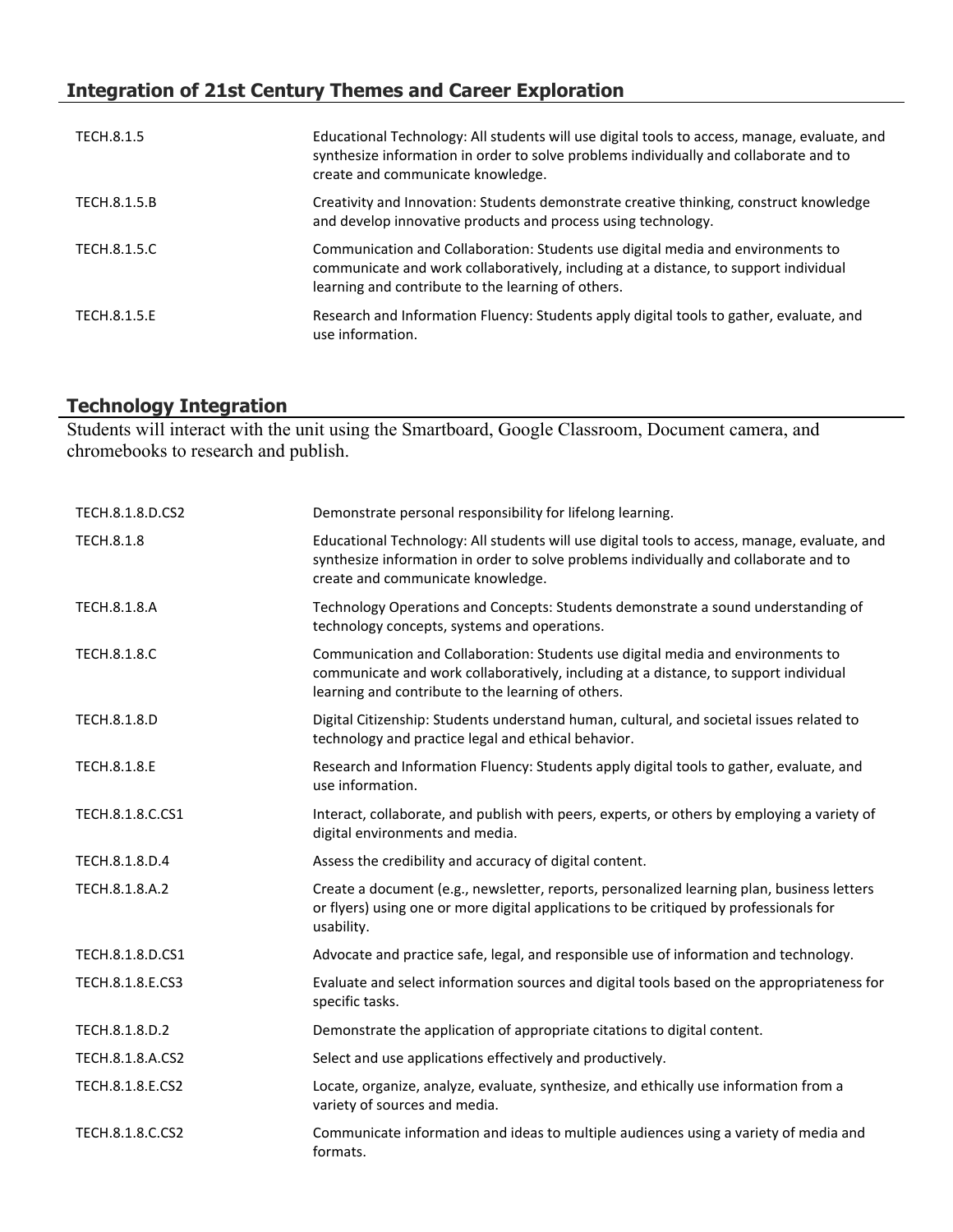## Integration of 21st Century Themes and Career Exploration

| | |
|---|---|
| TECH.8.1.5 | Educational Technology: All students will use digital tools to access, manage, evaluate, and synthesize information in order to solve problems individually and collaborate and to create and communicate knowledge. |
| TECH.8.1.5.B | Creativity and Innovation: Students demonstrate creative thinking, construct knowledge and develop innovative products and process using technology. |
| TECH.8.1.5.C | Communication and Collaboration: Students use digital media and environments to communicate and work collaboratively, including at a distance, to support individual learning and contribute to the learning of others. |
| TECH.8.1.5.E | Research and Information Fluency: Students apply digital tools to gather, evaluate, and use information. |

## Technology Integration

Students will interact with the unit using the Smartboard, Google Classroom, Document camera, and chromebooks to research and publish.

| | |
|---|---|
| TECH.8.1.8.D.CS2 | Demonstrate personal responsibility for lifelong learning. |
| TECH.8.1.8 | Educational Technology: All students will use digital tools to access, manage, evaluate, and synthesize information in order to solve problems individually and collaborate and to create and communicate knowledge. |
| TECH.8.1.8.A | Technology Operations and Concepts: Students demonstrate a sound understanding of technology concepts, systems and operations. |
| TECH.8.1.8.C | Communication and Collaboration: Students use digital media and environments to communicate and work collaboratively, including at a distance, to support individual learning and contribute to the learning of others. |
| TECH.8.1.8.D | Digital Citizenship: Students understand human, cultural, and societal issues related to technology and practice legal and ethical behavior. |
| TECH.8.1.8.E | Research and Information Fluency: Students apply digital tools to gather, evaluate, and use information. |
| TECH.8.1.8.C.CS1 | Interact, collaborate, and publish with peers, experts, or others by employing a variety of digital environments and media. |
| TECH.8.1.8.D.4 | Assess the credibility and accuracy of digital content. |
| TECH.8.1.8.A.2 | Create a document (e.g., newsletter, reports, personalized learning plan, business letters or flyers) using one or more digital applications to be critiqued by professionals for usability. |
| TECH.8.1.8.D.CS1 | Advocate and practice safe, legal, and responsible use of information and technology. |
| TECH.8.1.8.E.CS3 | Evaluate and select information sources and digital tools based on the appropriateness for specific tasks. |
| TECH.8.1.8.D.2 | Demonstrate the application of appropriate citations to digital content. |
| TECH.8.1.8.A.CS2 | Select and use applications effectively and productively. |
| TECH.8.1.8.E.CS2 | Locate, organize, analyze, evaluate, synthesize, and ethically use information from a variety of sources and media. |
| TECH.8.1.8.C.CS2 | Communicate information and ideas to multiple audiences using a variety of media and formats. |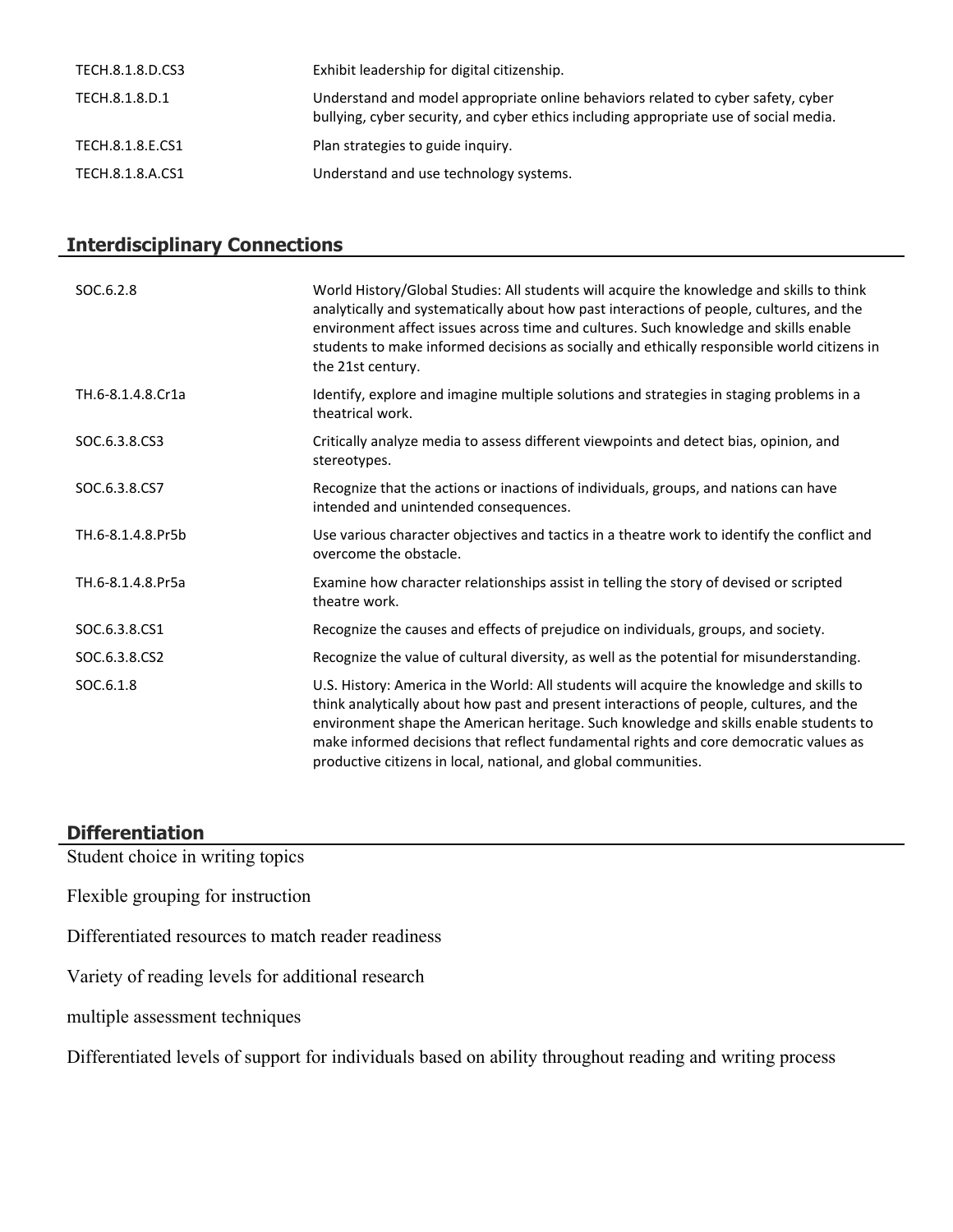| | |
|---|---|
| TECH.8.1.8.D.CS3 | Exhibit leadership for digital citizenship. |
| TECH.8.1.8.D.1 | Understand and model appropriate online behaviors related to cyber safety, cyber bullying, cyber security, and cyber ethics including appropriate use of social media. |
| TECH.8.1.8.E.CS1 | Plan strategies to guide inquiry. |
| TECH.8.1.8.A.CS1 | Understand and use technology systems. |

## Interdisciplinary Connections

| | |
|---|---|
| SOC.6.2.8 | World History/Global Studies: All students will acquire the knowledge and skills to think analytically and systematically about how past interactions of people, cultures, and the environment affect issues across time and cultures. Such knowledge and skills enable students to make informed decisions as socially and ethically responsible world citizens in the 21st century. |
| TH.6-8.1.4.8.Cr1a | Identify, explore and imagine multiple solutions and strategies in staging problems in a theatrical work. |
| SOC.6.3.8.CS3 | Critically analyze media to assess different viewpoints and detect bias, opinion, and stereotypes. |
| SOC.6.3.8.CS7 | Recognize that the actions or inactions of individuals, groups, and nations can have intended and unintended consequences. |
| TH.6-8.1.4.8.Pr5b | Use various character objectives and tactics in a theatre work to identify the conflict and overcome the obstacle. |
| TH.6-8.1.4.8.Pr5a | Examine how character relationships assist in telling the story of devised or scripted theatre work. |
| SOC.6.3.8.CS1 | Recognize the causes and effects of prejudice on individuals, groups, and society. |
| SOC.6.3.8.CS2 | Recognize the value of cultural diversity, as well as the potential for misunderstanding. |
| SOC.6.1.8 | U.S. History: America in the World: All students will acquire the knowledge and skills to think analytically about how past and present interactions of people, cultures, and the environment shape the American heritage. Such knowledge and skills enable students to make informed decisions that reflect fundamental rights and core democratic values as productive citizens in local, national, and global communities. |

## Differentiation

Student choice in writing topics

Flexible grouping for instruction

Differentiated resources to match reader readiness

Variety of reading levels for additional research

multiple assessment techniques

Differentiated levels of support for individuals based on ability throughout reading and writing process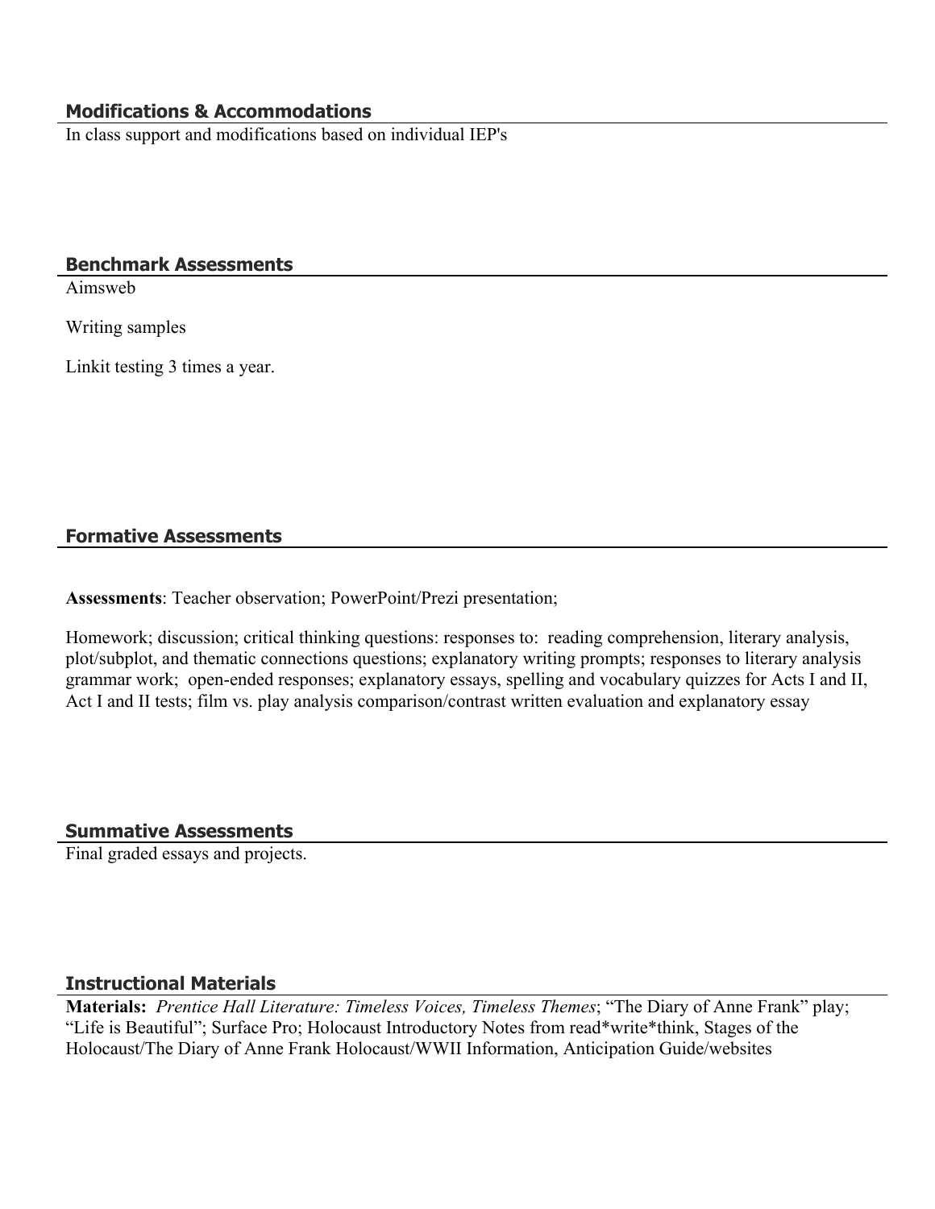## Modifications & Accommodations

In class support and modifications based on individual IEP's

## Benchmark Assessments

Aimsweb

Writing samples

Linkit testing 3 times a year.

## Formative Assessments

**Assessments**: Teacher observation; PowerPoint/Prezi presentation;

Homework; discussion; critical thinking questions: responses to:  reading comprehension, literary analysis, plot/subplot, and thematic connections questions; explanatory writing prompts; responses to literary analysis grammar work;  open-ended responses; explanatory essays, spelling and vocabulary quizzes for Acts I and II, Act I and II tests; film vs. play analysis comparison/contrast written evaluation and explanatory essay

## Summative Assessments

Final graded essays and projects.

## Instructional Materials

**Materials:** *Prentice Hall Literature: Timeless Voices, Timeless Themes*; "The Diary of Anne Frank" play; "Life is Beautiful"; Surface Pro; Holocaust Introductory Notes from read*write*think, Stages of the Holocaust/The Diary of Anne Frank Holocaust/WWII Information, Anticipation Guide/websites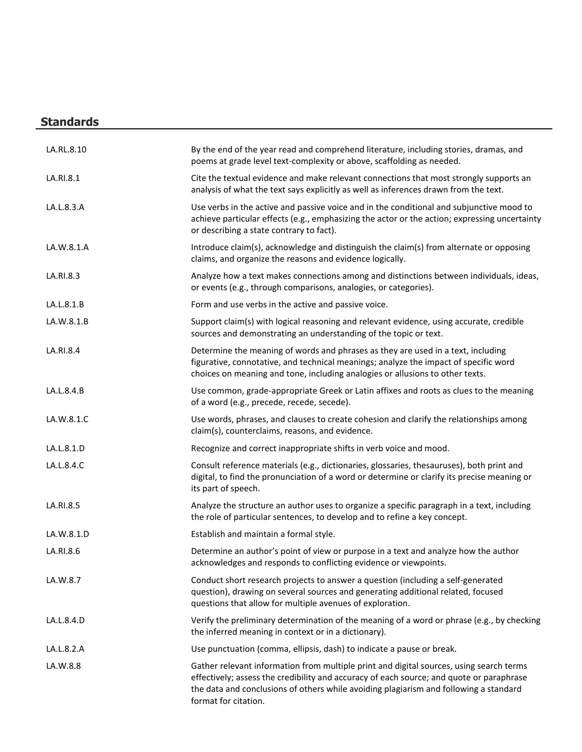## Standards

| | |
|---|---|
| LA.RL.8.10 | By the end of the year read and comprehend literature, including stories, dramas, and poems at grade level text-complexity or above, scaffolding as needed. |
| LA.RI.8.1 | Cite the textual evidence and make relevant connections that most strongly supports an analysis of what the text says explicitly as well as inferences drawn from the text. |
| LA.L.8.3.A | Use verbs in the active and passive voice and in the conditional and subjunctive mood to achieve particular effects (e.g., emphasizing the actor or the action; expressing uncertainty or describing a state contrary to fact). |
| LA.W.8.1.A | Introduce claim(s), acknowledge and distinguish the claim(s) from alternate or opposing claims, and organize the reasons and evidence logically. |
| LA.RI.8.3 | Analyze how a text makes connections among and distinctions between individuals, ideas, or events (e.g., through comparisons, analogies, or categories). |
| LA.L.8.1.B | Form and use verbs in the active and passive voice. |
| LA.W.8.1.B | Support claim(s) with logical reasoning and relevant evidence, using accurate, credible sources and demonstrating an understanding of the topic or text. |
| LA.RI.8.4 | Determine the meaning of words and phrases as they are used in a text, including figurative, connotative, and technical meanings; analyze the impact of specific word choices on meaning and tone, including analogies or allusions to other texts. |
| LA.L.8.4.B | Use common, grade-appropriate Greek or Latin affixes and roots as clues to the meaning of a word (e.g., precede, recede, secede). |
| LA.W.8.1.C | Use words, phrases, and clauses to create cohesion and clarify the relationships among claim(s), counterclaims, reasons, and evidence. |
| LA.L.8.1.D | Recognize and correct inappropriate shifts in verb voice and mood. |
| LA.L.8.4.C | Consult reference materials (e.g., dictionaries, glossaries, thesauruses), both print and digital, to find the pronunciation of a word or determine or clarify its precise meaning or its part of speech. |
| LA.RI.8.5 | Analyze the structure an author uses to organize a specific paragraph in a text, including the role of particular sentences, to develop and to refine a key concept. |
| LA.W.8.1.D | Establish and maintain a formal style. |
| LA.RI.8.6 | Determine an author's point of view or purpose in a text and analyze how the author acknowledges and responds to conflicting evidence or viewpoints. |
| LA.W.8.7 | Conduct short research projects to answer a question (including a self-generated question), drawing on several sources and generating additional related, focused questions that allow for multiple avenues of exploration. |
| LA.L.8.4.D | Verify the preliminary determination of the meaning of a word or phrase (e.g., by checking the inferred meaning in context or in a dictionary). |
| LA.L.8.2.A | Use punctuation (comma, ellipsis, dash) to indicate a pause or break. |
| LA.W.8.8 | Gather relevant information from multiple print and digital sources, using search terms effectively; assess the credibility and accuracy of each source; and quote or paraphrase the data and conclusions of others while avoiding plagiarism and following a standard format for citation. |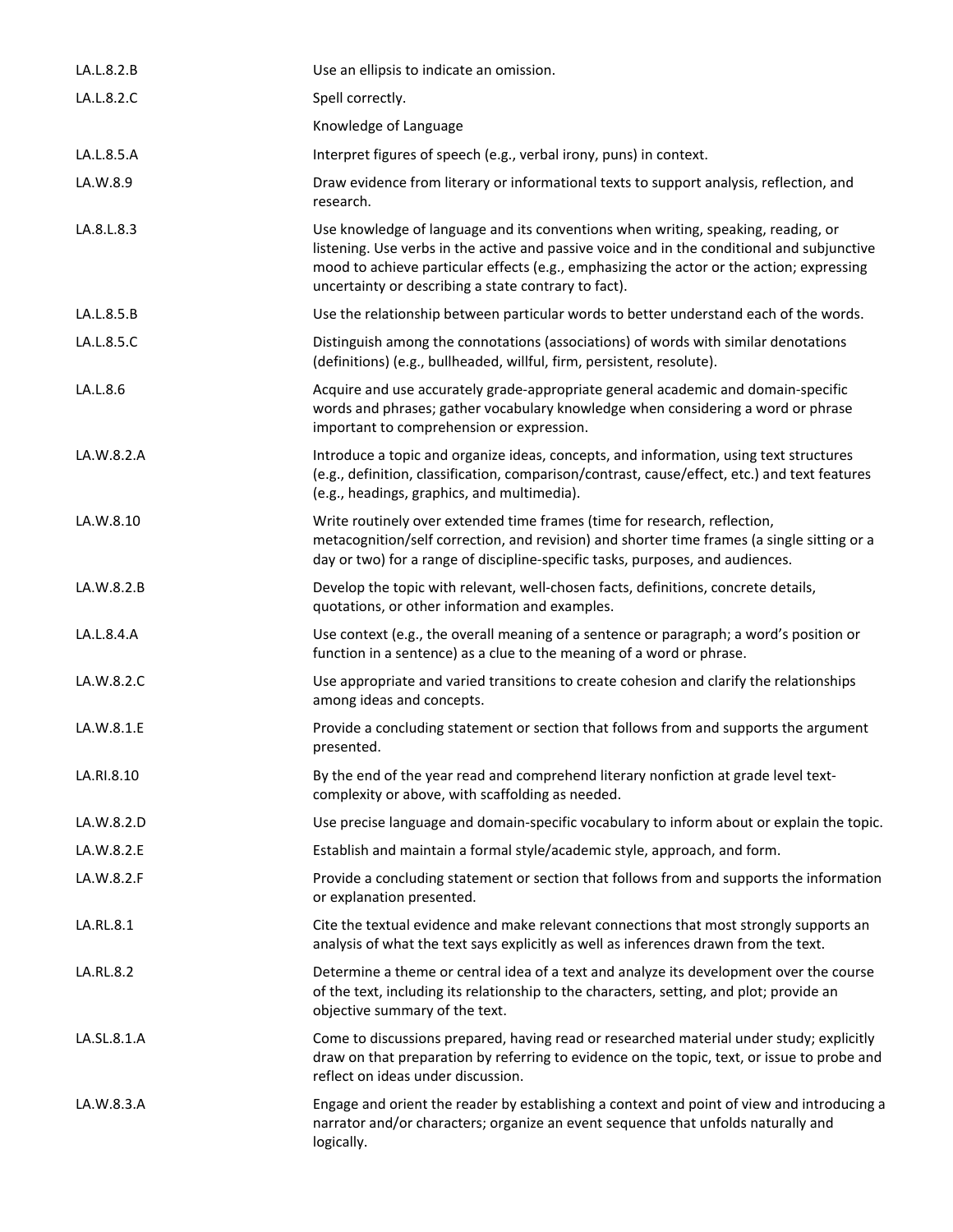| | |
|---|---|
| LA.L.8.2.B | Use an ellipsis to indicate an omission. |
| LA.L.8.2.C | Spell correctly. |
| | Knowledge of Language |
| LA.L.8.5.A | Interpret figures of speech (e.g., verbal irony, puns) in context. |
| LA.W.8.9 | Draw evidence from literary or informational texts to support analysis, reflection, and research. |
| LA.8.L.8.3 | Use knowledge of language and its conventions when writing, speaking, reading, or listening. Use verbs in the active and passive voice and in the conditional and subjunctive mood to achieve particular effects (e.g., emphasizing the actor or the action; expressing uncertainty or describing a state contrary to fact). |
| LA.L.8.5.B | Use the relationship between particular words to better understand each of the words. |
| LA.L.8.5.C | Distinguish among the connotations (associations) of words with similar denotations (definitions) (e.g., bullheaded, willful, firm, persistent, resolute). |
| LA.L.8.6 | Acquire and use accurately grade-appropriate general academic and domain-specific words and phrases; gather vocabulary knowledge when considering a word or phrase important to comprehension or expression. |
| LA.W.8.2.A | Introduce a topic and organize ideas, concepts, and information, using text structures (e.g., definition, classification, comparison/contrast, cause/effect, etc.) and text features (e.g., headings, graphics, and multimedia). |
| LA.W.8.10 | Write routinely over extended time frames (time for research, reflection, metacognition/self correction, and revision) and shorter time frames (a single sitting or a day or two) for a range of discipline-specific tasks, purposes, and audiences. |
| LA.W.8.2.B | Develop the topic with relevant, well-chosen facts, definitions, concrete details, quotations, or other information and examples. |
| LA.L.8.4.A | Use context (e.g., the overall meaning of a sentence or paragraph; a word's position or function in a sentence) as a clue to the meaning of a word or phrase. |
| LA.W.8.2.C | Use appropriate and varied transitions to create cohesion and clarify the relationships among ideas and concepts. |
| LA.W.8.1.E | Provide a concluding statement or section that follows from and supports the argument presented. |
| LA.RI.8.10 | By the end of the year read and comprehend literary nonfiction at grade level text-complexity or above, with scaffolding as needed. |
| LA.W.8.2.D | Use precise language and domain-specific vocabulary to inform about or explain the topic. |
| LA.W.8.2.E | Establish and maintain a formal style/academic style, approach, and form. |
| LA.W.8.2.F | Provide a concluding statement or section that follows from and supports the information or explanation presented. |
| LA.RL.8.1 | Cite the textual evidence and make relevant connections that most strongly supports an analysis of what the text says explicitly as well as inferences drawn from the text. |
| LA.RL.8.2 | Determine a theme or central idea of a text and analyze its development over the course of the text, including its relationship to the characters, setting, and plot; provide an objective summary of the text. |
| LA.SL.8.1.A | Come to discussions prepared, having read or researched material under study; explicitly draw on that preparation by referring to evidence on the topic, text, or issue to probe and reflect on ideas under discussion. |
| LA.W.8.3.A | Engage and orient the reader by establishing a context and point of view and introducing a narrator and/or characters; organize an event sequence that unfolds naturally and logically. |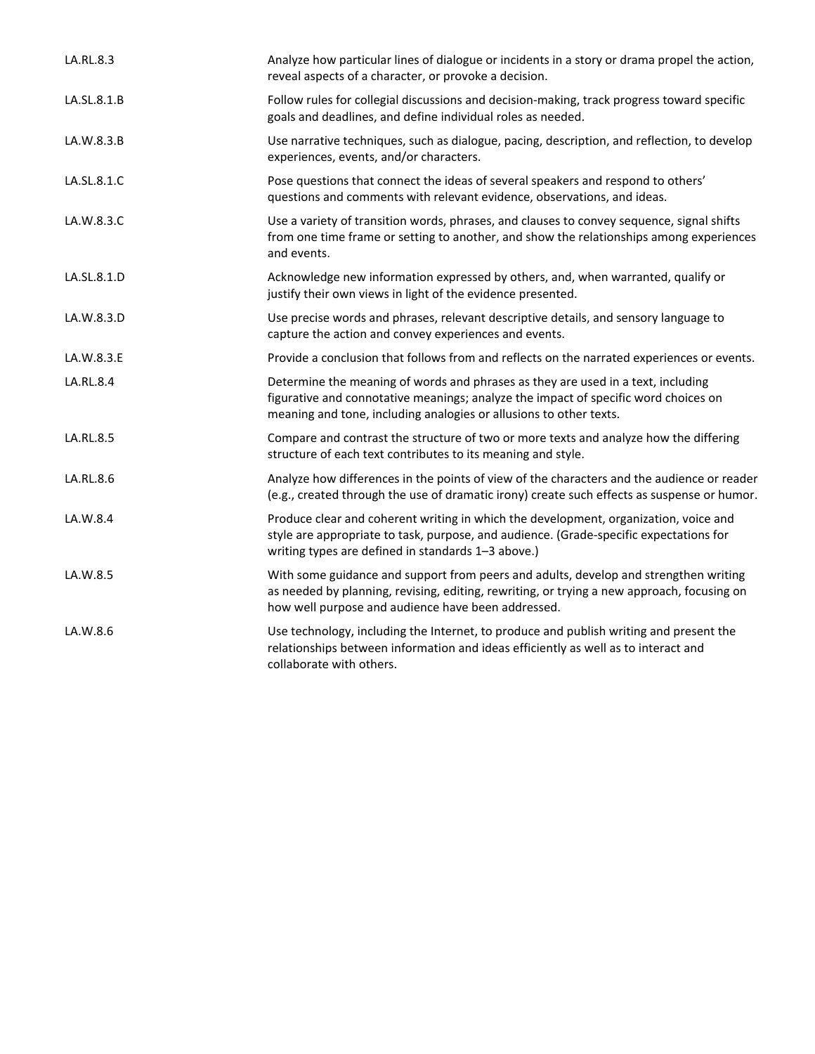| | |
|---|---|
| LA.RL.8.3 | Analyze how particular lines of dialogue or incidents in a story or drama propel the action, reveal aspects of a character, or provoke a decision. |
| LA.SL.8.1.B | Follow rules for collegial discussions and decision-making, track progress toward specific goals and deadlines, and define individual roles as needed. |
| LA.W.8.3.B | Use narrative techniques, such as dialogue, pacing, description, and reflection, to develop experiences, events, and/or characters. |
| LA.SL.8.1.C | Pose questions that connect the ideas of several speakers and respond to others' questions and comments with relevant evidence, observations, and ideas. |
| LA.W.8.3.C | Use a variety of transition words, phrases, and clauses to convey sequence, signal shifts from one time frame or setting to another, and show the relationships among experiences and events. |
| LA.SL.8.1.D | Acknowledge new information expressed by others, and, when warranted, qualify or justify their own views in light of the evidence presented. |
| LA.W.8.3.D | Use precise words and phrases, relevant descriptive details, and sensory language to capture the action and convey experiences and events. |
| LA.W.8.3.E | Provide a conclusion that follows from and reflects on the narrated experiences or events. |
| LA.RL.8.4 | Determine the meaning of words and phrases as they are used in a text, including figurative and connotative meanings; analyze the impact of specific word choices on meaning and tone, including analogies or allusions to other texts. |
| LA.RL.8.5 | Compare and contrast the structure of two or more texts and analyze how the differing structure of each text contributes to its meaning and style. |
| LA.RL.8.6 | Analyze how differences in the points of view of the characters and the audience or reader (e.g., created through the use of dramatic irony) create such effects as suspense or humor. |
| LA.W.8.4 | Produce clear and coherent writing in which the development, organization, voice and style are appropriate to task, purpose, and audience. (Grade-specific expectations for writing types are defined in standards 1–3 above.) |
| LA.W.8.5 | With some guidance and support from peers and adults, develop and strengthen writing as needed by planning, revising, editing, rewriting, or trying a new approach, focusing on how well purpose and audience have been addressed. |
| LA.W.8.6 | Use technology, including the Internet, to produce and publish writing and present the relationships between information and ideas efficiently as well as to interact and collaborate with others. |